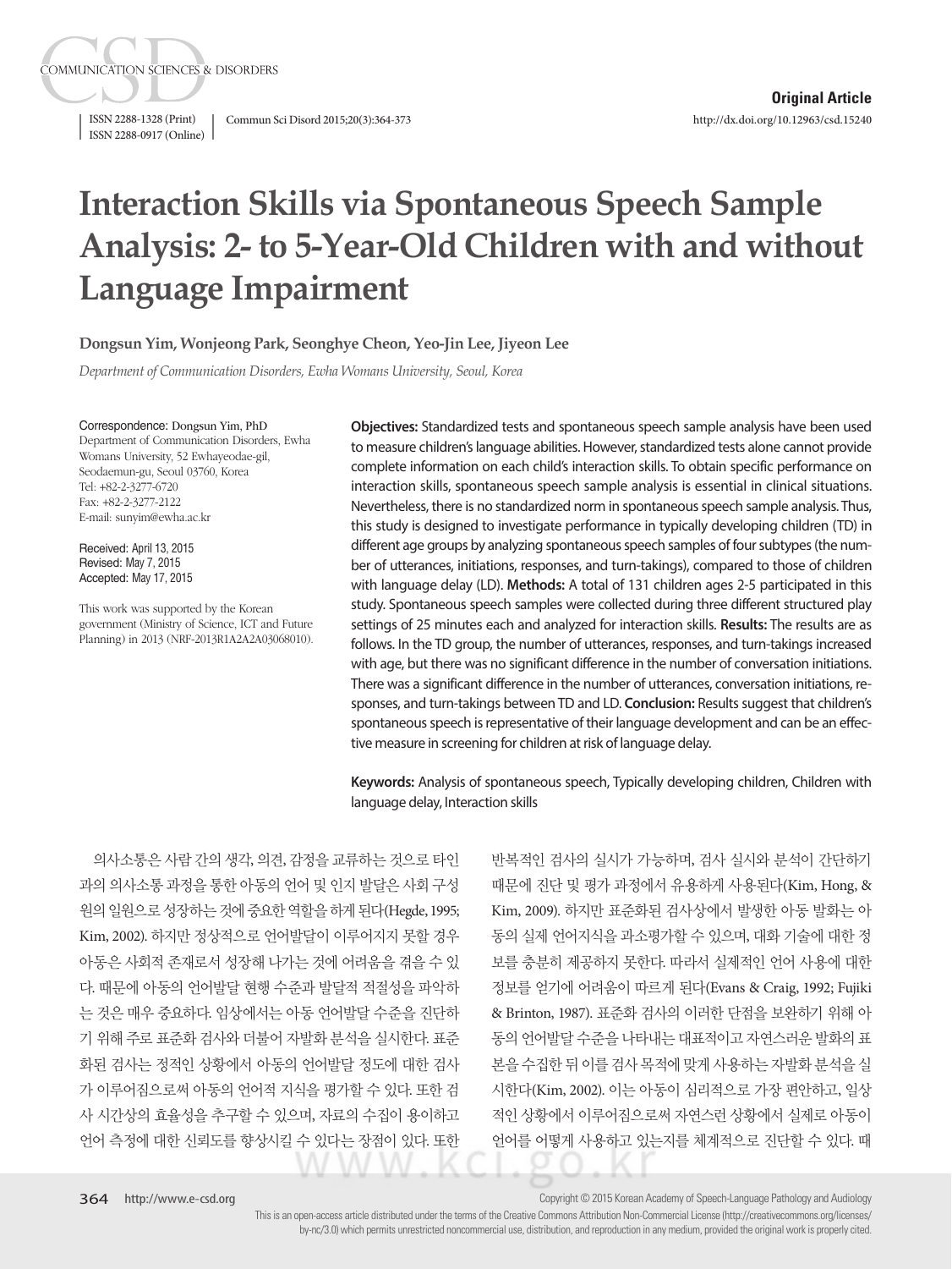Original Article

http://dx.doi.org/10.12963/csd.15240

# Interaction Skills via Spontaneous Speech Sample Analysis: 2- to 5-Year-Old Children with and without Language Impairment

**Dongsun Yim, Wonjeong Park, Seonghye Cheon, Yeo-Jin Lee, Jiyeon Lee**

*Department of Communication Disorders, Ewha Womans University, Seoul, Korea*

Correspondence: Dongsun Yim, PhD
Department of Communication Disorders, Ewha Womans University, 52 Ewhayeodae-gil, Seodaemun-gu, Seoul 03760, Korea
Tel: +82-2-3277-6720
Fax: +82-2-3277-2122
E-mail: sunyim@ewha.ac.kr

Received: April 13, 2015
Revised: May 7, 2015
Accepted: May 17, 2015

This work was supported by the Korean government (Ministry of Science, ICT and Future Planning) in 2013 (NRF-2013R1A2A2A03068010).

**Objectives:** Standardized tests and spontaneous speech sample analysis have been used to measure children's language abilities. However, standardized tests alone cannot provide complete information on each child's interaction skills. To obtain specific performance on interaction skills, spontaneous speech sample analysis is essential in clinical situations. Nevertheless, there is no standardized norm in spontaneous speech sample analysis. Thus, this study is designed to investigate performance in typically developing children (TD) in different age groups by analyzing spontaneous speech samples of four subtypes (the number of utterances, initiations, responses, and turn-takings), compared to those of children with language delay (LD). **Methods:** A total of 131 children ages 2-5 participated in this study. Spontaneous speech samples were collected during three different structured play settings of 25 minutes each and analyzed for interaction skills. **Results:** The results are as follows. In the TD group, the number of utterances, responses, and turn-takings increased with age, but there was no significant difference in the number of conversation initiations. There was a significant difference in the number of utterances, conversation initiations, responses, and turn-takings between TD and LD. **Conclusion:** Results suggest that children's spontaneous speech is representative of their language development and can be an effective measure in screening for children at risk of language delay.

**Keywords:** Analysis of spontaneous speech, Typically developing children, Children with language delay, Interaction skills

의사소통은 사람 간의 생각, 의견, 감정을 교류하는 것으로 타인과의 의사소통 과정을 통한 아동의 언어 및 인지 발달은 사회 구성원의 일원으로 성장하는 것에 중요한 역할을 하게 된다(Hegde, 1995; Kim, 2002). 하지만 정상적으로 언어발달이 이루어지지 못할 경우 아동은 사회적 존재로서 성장해 나가는 것에 어려움을 겪을 수 있다. 때문에 아동의 언어발달 현행 수준과 발달적 적절성을 파악하는 것은 매우 중요하다. 임상에서는 아동 언어발달 수준을 진단하기 위해 주로 표준화 검사와 더불어 자발화 분석을 실시한다. 표준화된 검사는 정적인 상황에서 아동의 언어발달 정도에 대한 검사가 이루어짐으로써 아동의 언어적 지식을 평가할 수 있다. 또한 검사 시간상의 효율성을 추구할 수 있으며, 자료의 수집이 용이하고 언어 측정에 대한 신뢰도를 향상시킬 수 있다는 장점이 있다. 또한 반복적인 검사의 실시가 가능하며, 검사 실시와 분석이 간단하기 때문에 진단 및 평가 과정에서 유용하게 사용된다(Kim, Hong, & Kim, 2009). 하지만 표준화된 검사상에서 발생한 아동 발화는 아동의 실제 언어지식을 과소평가할 수 있으며, 대화 기술에 대한 정보를 충분히 제공하지 못한다. 따라서 실제적인 언어 사용에 대한 정보를 얻기에 어려움이 따르게 된다(Evans & Craig, 1992; Fujiki & Brinton, 1987). 표준화 검사의 이러한 단점을 보완하기 위해 아동의 언어발달 수준을 나타내는 대표적이고 자연스러운 발화의 표본을 수집한 뒤 이를 검사 목적에 맞게 사용하는 자발화 분석을 실시한다(Kim, 2002). 이는 아동이 심리적으로 가장 편안하고, 일상적인 상황에서 이루어짐으로써 자연스런 상황에서 실제로 아동이 언어를 어떻게 사용하고 있는지를 체계적으로 진단할 수 있다. 때

Copyright © 2015 Korean Academy of Speech-Language Pathology and Audiology
This is an open-access article distributed under the terms of the Creative Commons Attribution Non-Commercial License (http://creativecommons.org/licenses/by-nc/3.0) which permits unrestricted noncommercial use, distribution, and reproduction in any medium, provided the original work is properly cited.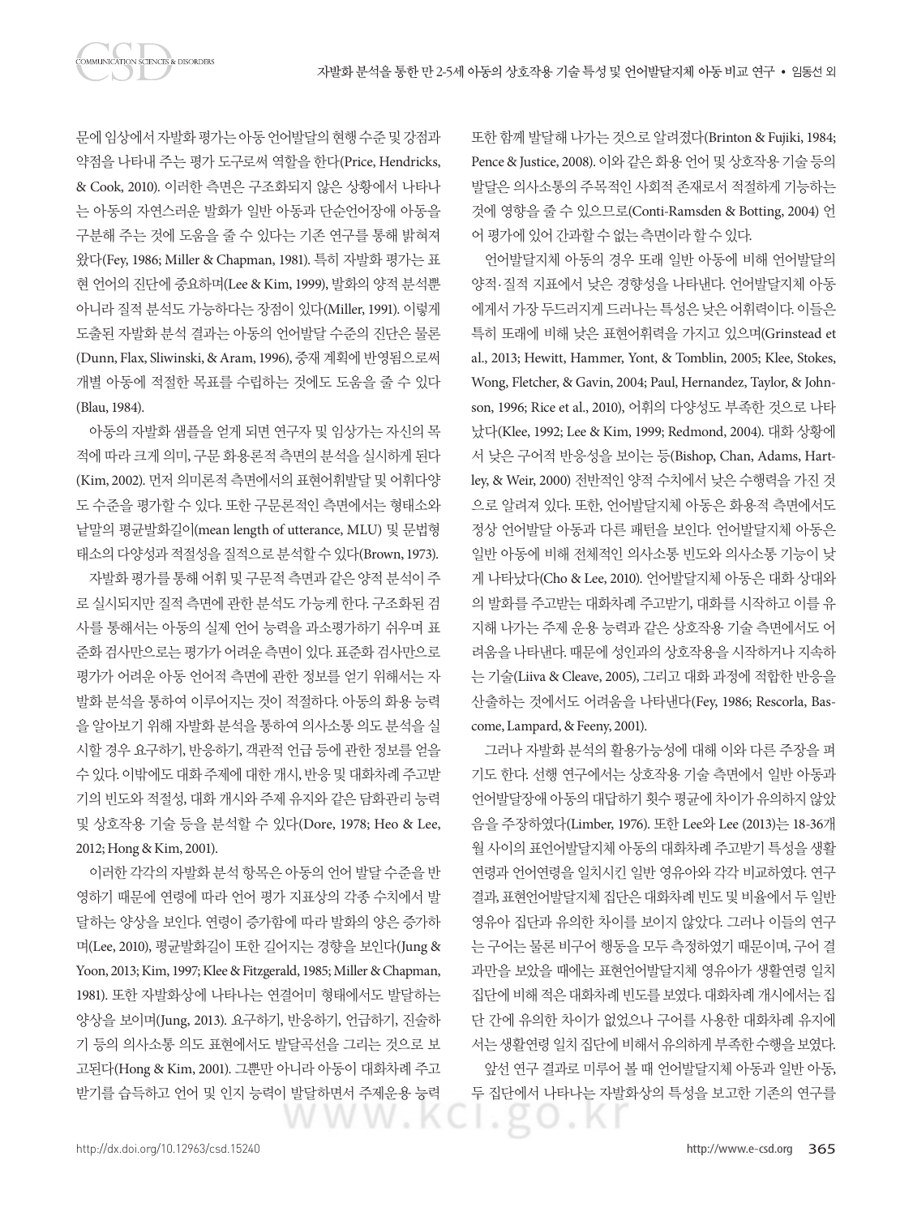문에 임상에서 자발화 평가는 아동 언어발달의 현행 수준 및 강점과 약점을 나타내 주는 평가 도구로써 역할을 한다(Price, Hendricks, & Cook, 2010). 이러한 측면은 구조화되지 않은 상황에서 나타나는 아동의 자연스러운 발화가 일반 아동과 단순언어장애 아동을 구분해 주는 것에 도움을 줄 수 있다는 기존 연구를 통해 밝혀져 왔다(Fey, 1986; Miller & Chapman, 1981). 특히 자발화 평가는 표현 언어의 진단에 중요하며(Lee & Kim, 1999), 발화의 양적 분석뿐 아니라 질적 분석도 가능하다는 장점이 있다(Miller, 1991). 이렇게 도출된 자발화 분석 결과는 아동의 언어발달 수준의 진단은 물론(Dunn, Flax, Sliwinski, & Aram, 1996), 중재 계획에 반영됨으로써 개별 아동에 적절한 목표를 수립하는 것에도 도움을 줄 수 있다(Blau, 1984).

아동의 자발화 샘플을 얻게 되면 연구자 및 임상가는 자신의 목적에 따라 크게 의미, 구문 화용론적 측면의 분석을 실시하게 된다(Kim, 2002). 먼저 의미론적 측면에서의 표현어휘발달 및 어휘다양도 수준을 평가할 수 있다. 또한 구문론적인 측면에서는 형태소와 낱말의 평균발화길이(mean length of utterance, MLU) 및 문법형태소의 다양성과 적절성을 질적으로 분석할 수 있다(Brown, 1973).

자발화 평가를 통해 어휘 및 구문적 측면과 같은 양적 분석이 주로 실시되지만 질적 측면에 관한 분석도 가능케 한다. 구조화된 검사를 통해서는 아동의 실제 언어 능력을 과소평가하기 쉬우며 표준화 검사만으로는 평가가 어려운 측면이 있다. 표준화 검사만으로 평가가 어려운 아동 언어적 측면에 관한 정보를 얻기 위해서는 자발화 분석을 통하여 이루어지는 것이 적절하다. 아동의 화용 능력을 알아보기 위해 자발화 분석을 통하여 의사소통 의도 분석을 실시할 경우 요구하기, 반응하기, 객관적 언급 등에 관한 정보를 얻을 수 있다. 이밖에도 대화 주제에 대한 개시, 반응 및 대화차례 주고받기의 빈도와 적절성, 대화 개시와 주제 유지와 같은 담화관리 능력 및 상호작용 기술 등을 분석할 수 있다(Dore, 1978; Heo & Lee, 2012; Hong & Kim, 2001).

이러한 각각의 자발화 분석 항목은 아동의 언어 발달 수준을 반영하기 때문에 연령에 따라 언어 평가 지표상의 각종 수치에서 발달하는 양상을 보인다. 연령이 증가함에 따라 발화의 양은 증가하며(Lee, 2010), 평균발화길이 또한 길어지는 경향을 보인다(Jung & Yoon, 2013; Kim, 1997; Klee & Fitzgerald, 1985; Miller & Chapman, 1981). 또한 자발화상에 나타나는 연결어미 형태에서도 발달하는 양상을 보이며(Jung, 2013). 요구하기, 반응하기, 언급하기, 진술하기 등의 의사소통 의도 표현에서도 발달곡선을 그리는 것으로 보고된다(Hong & Kim, 2001). 그뿐만 아니라 아동이 대화차례 주고받기를 습득하고 언어 및 인지 능력이 발달하면서 주제운용 능력 또한 함께 발달해 나가는 것으로 알려졌다(Brinton & Fujiki, 1984; Pence & Justice, 2008). 이와 같은 화용 언어 및 상호작용 기술 등의 발달은 의사소통의 주목적인 사회적 존재로서 적절하게 기능하는 것에 영향을 줄 수 있으므로(Conti-Ramsden & Botting, 2004) 언어 평가에 있어 간과할 수 없는 측면이라 할 수 있다.

언어발달지체 아동의 경우 또래 일반 아동에 비해 언어발달의 양적·질적 지표에서 낮은 경향성을 나타낸다. 언어발달지체 아동에게서 가장 두드러지게 드러나는 특성은 낮은 어휘력이다. 이들은 특히 또래에 비해 낮은 표현어휘력을 가지고 있으며(Grinstead et al., 2013; Hewitt, Hammer, Yont, & Tomblin, 2005; Klee, Stokes, Wong, Fletcher, & Gavin, 2004; Paul, Hernandez, Taylor, & Johnson, 1996; Rice et al., 2010), 어휘의 다양성도 부족한 것으로 나타났다(Klee, 1992; Lee & Kim, 1999; Redmond, 2004). 대화 상황에서 낮은 구어적 반응성을 보이는 등(Bishop, Chan, Adams, Hartley, & Weir, 2000) 전반적인 양적 수치에서 낮은 수행력을 가진 것으로 알려져 있다. 또한, 언어발달지체 아동은 화용적 측면에서도 정상 언어발달 아동과 다른 패턴을 보인다. 언어발달지체 아동은 일반 아동에 비해 전체적인 의사소통 빈도와 의사소통 기능이 낮게 나타났다(Cho & Lee, 2010). 언어발달지체 아동은 대화 상대와의 발화를 주고받는 대화차례 주고받기, 대화를 시작하고 이를 유지해 나가는 주제 운용 능력과 같은 상호작용 기술 측면에서도 어려움을 나타낸다. 때문에 성인과의 상호작용을 시작하거나 지속하는 기술(Liiva & Cleave, 2005), 그리고 대화 과정에 적합한 반응을 산출하는 것에서도 어려움을 나타낸다(Fey, 1986; Rescorla, Bascome, Lampard, & Feeny, 2001).

그러나 자발화 분석의 활용가능성에 대해 이와 다른 주장을 펴기도 한다. 선행 연구에서는 상호작용 기술 측면에서 일반 아동과 언어발달장애 아동의 대답하기 횟수 평균에 차이가 유의하지 않았음을 주장하였다(Limber, 1976). 또한 Lee와 Lee (2013)는 18-36개월 사이의 표언어발달지체 아동의 대화차례 주고받기 특성을 생활연령과 언어연령을 일치시킨 일반 영유아와 각각 비교하였다. 연구 결과, 표현언어발달지체 집단은 대화차례 빈도 및 비율에서 두 일반 영유아 집단과 유의한 차이를 보이지 않았다. 그러나 이들의 연구는 구어는 물론 비구어 행동을 모두 측정하였기 때문이며, 구어 결과만을 보았을 때에는 표현언어발달지체 영유아가 생활연령 일치 집단에 비해 적은 대화차례 빈도를 보였다. 대화차례 개시에서는 집단 간에 유의한 차이가 없었으나 구어를 사용한 대화차례 유지에서는 생활연령 일치 집단에 비해서 유의하게 부족한 수행을 보였다.

앞선 연구 결과로 미루어 볼 때 언어발달지체 아동과 일반 아동, 두 집단에서 나타나는 자발화상의 특성을 보고한 기존의 연구를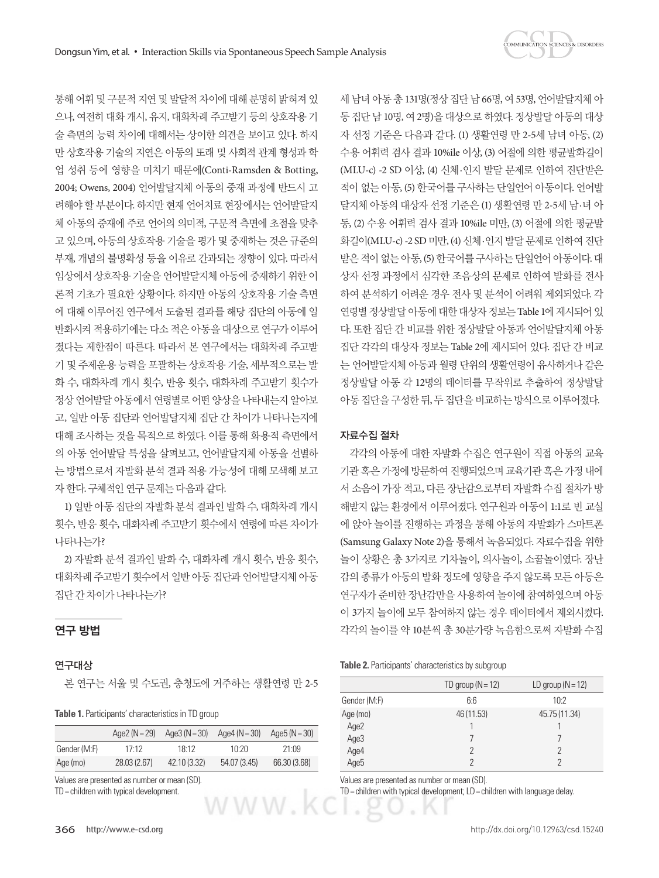통해 어휘 및 구문적 지연 및 발달적 차이에 대해 분명히 밝혀져 있으나, 여전히 대화 개시, 유지, 대화차례 주고받기 등의 상호작용 기술 측면의 능력 차이에 대해서는 상이한 의견을 보이고 있다. 하지만 상호작용 기술의 지연은 아동의 또래 및 사회적 관계 형성과 학업 성취 등에 영향을 미치기 때문에(Conti-Ramsden & Botting, 2004; Owens, 2004) 언어발달지체 아동의 중재 과정에 반드시 고려해야 할 부분이다. 하지만 현재 언어치료 현장에서는 언어발달지체 아동의 중재에 주로 언어의 의미적, 구문적 측면에 초점을 맞추고 있으며, 아동의 상호작용 기술을 평가 및 중재하는 것은 규준의 부재, 개념의 불명확성 등을 이유로 간과되는 경향이 있다. 따라서 임상에서 상호작용 기술을 언어발달지체 아동에 중재하기 위한 이론적 기초가 필요한 상황이다. 하지만 아동의 상호작용 기술 측면에 대해 이루어진 연구에서 도출된 결과를 해당 집단의 아동에 일반화시켜 적용하기에는 다소 적은 아동을 대상으로 연구가 이루어졌다는 제한점이 따른다. 따라서 본 연구에서는 대화차례 주고받기 및 주제운용 능력을 포괄하는 상호작용 기술, 세부적으로는 발화 수, 대화차례 개시 횟수, 반응 횟수, 대화차례 주고받기 횟수가 정상 언어발달 아동에서 연령별로 어떤 양상을 나타내는지 알아보고, 일반 아동 집단과 언어발달지체 집단 간 차이가 나타나는지에 대해 조사하는 것을 목적으로 하였다. 이를 통해 화용적 측면에서의 아동 언어발달 특성을 살펴보고, 언어발달지체 아동을 선별하는 방법으로서 자발화 분석 결과 적용 가능성에 대해 모색해 보고자 한다. 구체적인 연구 문제는 다음과 같다.

1) 일반 아동 집단의 자발화 분석 결과인 발화 수, 대화차례 개시 횟수, 반응 횟수, 대화차례 주고받기 횟수에서 연령에 따른 차이가 나타나는가?

2) 자발화 분석 결과인 발화 수, 대화차례 개시 횟수, 반응 횟수, 대화차례 주고받기 횟수에서 일반 아동 집단과 언어발달지체 아동 집단 간 차이가 나타나는가?

## 연구 방법

### 연구대상

본 연구는 서울 및 수도권, 충청도에 거주하는 생활연령 만 2-5세 남녀 아동 총 131명(정상 집단 남 66명, 여 53명, 언어발달지체 아동 집단 남 10명, 여 2명)을 대상으로 하였다. 정상발달 아동의 대상자 선정 기준은 다음과 같다. (1) 생활연령 만 2-5세 남녀 아동, (2) 수용 어휘력 검사 결과 10%ile 이상, (3) 어절에 의한 평균발화길이(MLU-c) -2 SD 이상, (4) 신체·인지 발달 문제로 인하여 진단받은 적이 없는 아동, (5) 한국어를 구사하는 단일언어 아동이다. 언어발달지체 아동의 대상자 선정 기준은 (1) 생활연령 만 2-5세 남·녀 아동, (2) 수용 어휘력 검사 결과 10%ile 미만, (3) 어절에 의한 평균발화길이(MLU-c) -2 SD 미만, (4) 신체·인지 발달 문제로 인하여 진단받은 적이 없는 아동, (5) 한국어를 구사하는 단일언어 아동이다. 대상자 선정 과정에서 심각한 조음상의 문제로 인하여 발화를 전사하여 분석하기 어려운 경우 전사 및 분석이 어려워 제외되었다. 각 연령별 정상발달 아동에 대한 대상자 정보는 Table 1에 제시되어 있다. 또한 집단 간 비교를 위한 정상발달 아동과 언어발달지체 아동 집단 각각의 대상자 정보는 Table 2에 제시되어 있다. 집단 간 비교는 언어발달지체 아동과 월령 단위의 생활연령이 유사하거나 같은 정상발달 아동 각 12명의 데이터를 무작위로 추출하여 정상발달 아동 집단을 구성한 뒤, 두 집단을 비교하는 방식으로 이루어졌다.

**Table 1.** Participants' characteristics in TD group

| | Age2 (N=29) | Age3 (N=30) | Age4 (N=30) | Age5 (N=30) |
|---|---|---|---|---|
| Gender (M:F) | 17:12 | 18:12 | 10:20 | 21:09 |
| Age (mo) | 28.03 (2.67) | 42.10 (3.32) | 54.07 (3.45) | 66.30 (3.68) |

Values are presented as number or mean (SD).
TD = children with typical development.

### 자료수집 절차

각각의 아동에 대한 자발화 수집은 연구원이 직접 아동의 교육기관 혹은 가정에 방문하여 진행되었으며 교육기관 혹은 가정 내에서 소음이 가장 적고, 다른 장난감으로부터 자발화 수집 절차가 방해받지 않는 환경에서 이루어졌다. 연구원과 아동이 1:1로 빈 교실에 앉아 놀이를 진행하는 과정을 통해 아동의 자발화가 스마트폰(Samsung Galaxy Note 2)을 통해서 녹음되었다. 자료수집을 위한 놀이 상황은 총 3가지로 기차놀이, 의사놀이, 소꿉놀이였다. 장난감의 종류가 아동의 발화 정도에 영향을 주지 않도록 모든 아동은 연구자가 준비한 장난감만을 사용하여 놀이에 참여하였으며 아동이 3가지 놀이에 모두 참여하지 않는 경우 데이터에서 제외시켰다. 각각의 놀이를 약 10분씩 총 30분가량 녹음함으로써 자발화 수집

**Table 2.** Participants' characteristics by subgroup

| | TD group (N=12) | LD group (N=12) |
|---|---|---|
| Gender (M:F) | 6:6 | 10:2 |
| Age (mo) | 46 (11.53) | 45.75 (11.34) |
| Age2 | 1 | 1 |
| Age3 | 7 | 7 |
| Age4 | 2 | 2 |
| Age5 | 2 | 2 |

Values are presented as number or mean (SD).
TD = children with typical development; LD = children with language delay.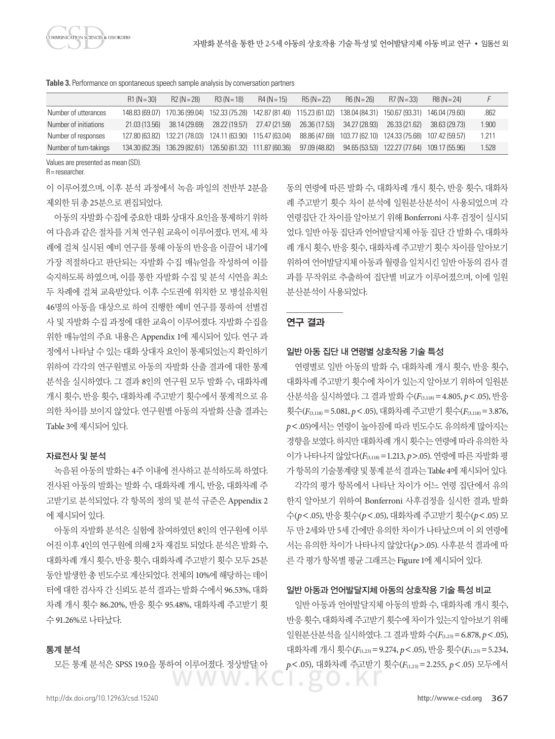**Table 3.** Performance on spontaneous speech sample analysis by conversation partners

| | R1 (N=30) | R2 (N=28) | R3 (N=18) | R4 (N=15) | R5 (N=22) | R6 (N=26) | R7 (N=33) | R8 (N=24) | F |
|---|---|---|---|---|---|---|---|---|---|
| Number of utterances | 148.83 (69.07) | 170.36 (99.04) | 152.33 (75.28) | 142.87 (81.40) | 115.23 (61.02) | 138.04 (84.31) | 150.67 (93.31) | 146.04 (79.60) | .862 |
| Number of initiations | 21.03 (13.56) | 38.14 (29.69) | 28.22 (19.57) | 27.47 (21.59) | 26.36 (17.53) | 34.27 (28.93) | 26.33 (21.62) | 38.63 (29.73) | 1.900 |
| Number of responses | 127.80 (63.82) | 132.21 (78.03) | 124.11 (63.90) | 115.47 (63.04) | 88.86 (47.69) | 103.77 (62.10) | 124.33 (75.68) | 107.42 (59.57) | 1.211 |
| Number of turn-takings | 134.30 (62.35) | 136.29 (82.61) | 126.50 (61.32) | 111.87 (60.36) | 97.09 (48.82) | 94.65 (53.53) | 122.27 (77.64) | 109.17 (55.96) | 1.528 |

Values are presented as mean (SD).
R= researcher.

이 이루어졌으며, 이후 분석 과정에서 녹음 파일의 전반부 2분을 제외한 뒤 총 25분으로 편집되었다.

아동의 자발화 수집에 중요한 대화 상대자 요인을 통제하기 위하여 다음과 같은 절차를 거쳐 연구원 교육이 이루어졌다. 먼저, 세 차례에 걸쳐 실시된 예비 연구를 통해 아동의 반응을 이끌어 내기에 가장 적절하다고 판단되는 자발화 수집 매뉴얼을 작성하여 이를 숙지하도록 하였으며, 이를 통한 자발화 수집 및 분석 시연을 최소 두 차례에 걸쳐 교육받았다. 이후 수도권에 위치한 모 병설유치원 46명의 아동을 대상으로 하여 진행한 예비 연구를 통하여 선별검사 및 자발화 수집 과정에 대한 교육이 이루어졌다. 자발화 수집을 위한 매뉴얼의 주요 내용은 Appendix 1에 제시되어 있다. 연구 과정에서 나타날 수 있는 대화 상대자 요인이 통제되었는지 확인하기 위하여 각각의 연구원별로 아동의 자발화 산출 결과에 대한 통계 분석을 실시하였다. 그 결과 8인의 연구원 모두 발화 수, 대화차례 개시 횟수, 반응 횟수, 대화차례 주고받기 횟수에서 통계적으로 유의한 차이를 보이지 않았다. 연구원별 아동의 자발화 산출 결과는 Table 3에 제시되어 있다.

### 자료전사 및 분석

녹음된 아동의 발화는 4주 이내에 전사하고 분석하도록 하였다. 전사된 아동의 발화는 발화 수, 대화차례 개시, 반응, 대화차례 주고받기로 분석되었다. 각 항목의 정의 및 분석 규준은 Appendix 2에 제시되어 있다.

아동의 자발화 분석은 실험에 참여하였던 8인의 연구원에 이루어진 이후 4인의 연구원에 의해 2차 재검토 되었다. 분석은 발화 수, 대화차례 개시 횟수, 반응 횟수, 대화차례 주고받기 횟수 모두 25분 동안 발생한 총 빈도수로 계산되었다. 전체의 10%에 해당하는 데이터에 대한 검사자 간 신뢰도 분석 결과는 발화 수에서 96.53%, 대화차례 개시 횟수 86.20%, 반응 횟수 95.48%, 대화차례 주고받기 횟수 91.26%로 나타났다.

### 통계 분석

모든 통계 분석은 SPSS 19.0을 통하여 이루어졌다. 정상발달 아동의 연령에 따른 발화 수, 대화차례 개시 횟수, 반응 횟수, 대화차례 주고받기 횟수 차이 분석에 일원분산분석이 사용되었으며 각 연령집단 간 차이를 알아보기 위해 Bonferroni 사후 검정이 실시되었다. 일반 아동 집단과 언어발달지체 아동 집단 간 발화 수, 대화차례 개시 횟수, 반응 횟수, 대화차례 주고받기 횟수 차이를 알아보기 위하여 언어발달지체 아동과 월령을 일치시킨 일반 아동의 검사 결과를 무작위로 추출하여 집단별 비교가 이루어졌으며, 이에 일원분산분석이 사용되었다.

## 연구 결과

### 일반 아동 집단 내 연령별 상호작용 기술 특성

연령별로 일반 아동의 발화 수, 대화차례 개시 횟수, 반응 횟수, 대화차례 주고받기 횟수에 차이가 있는지 알아보기 위하여 일원분산분석을 실시하였다. 그 결과 발화 수($F_{(3,118)}=4.805$, $p<.05$), 반응 횟수($F_{(3,118)}=5.081$, $p<.05$), 대화차례 주고받기 횟수($F_{(3,118)}=3.876$, $p<.05$)에서는 연령이 높아짐에 따라 빈도수도 유의하게 많아지는 경향을 보였다. 하지만 대화차례 개시 횟수는 연령에 따라 유의한 차이가 나타나지 않았다($F_{(3,118)}=1.213$, $p>.05$). 연령에 따른 자발화 평가 항목의 기술통계량 및 통계 분석 결과는 Table 4에 제시되어 있다.

각각의 평가 항목에서 나타난 차이가 어느 연령 집단에서 유의한지 알아보기 위하여 Bonferroni 사후검정을 실시한 결과, 발화 수($p<.05$), 반응 횟수($p<.05$), 대화차례 주고받기 횟수($p<.05$) 모두 만 2세와 만 5세 간에만 유의한 차이가 나타났으며 이 외 연령에서는 유의한 차이가 나타나지 않았다($p>.05$). 사후분석 결과에 따른 각 평가 항목별 평균 그래프는 Figure 1에 제시되어 있다.

### 일반 아동과 언어발달지체 아동의 상호작용 기술 특성 비교

일반 아동과 언어발달지체 아동의 발화 수, 대화차례 개시 횟수, 반응 횟수, 대화차례 주고받기 횟수에 차이가 있는지 알아보기 위해 일원분산분석을 실시하였다. 그 결과 발화 수($F_{(1,23)}=6.878$, $p<.05$), 대화차례 개시 횟수($F_{(1,23)}=9.274$, $p<.05$), 반응 횟수($F_{(1,23)}=5.234$, $p<.05$), 대화차례 주고받기 횟수($F_{(1,23)}=2.255$, $p<.05$) 모두에서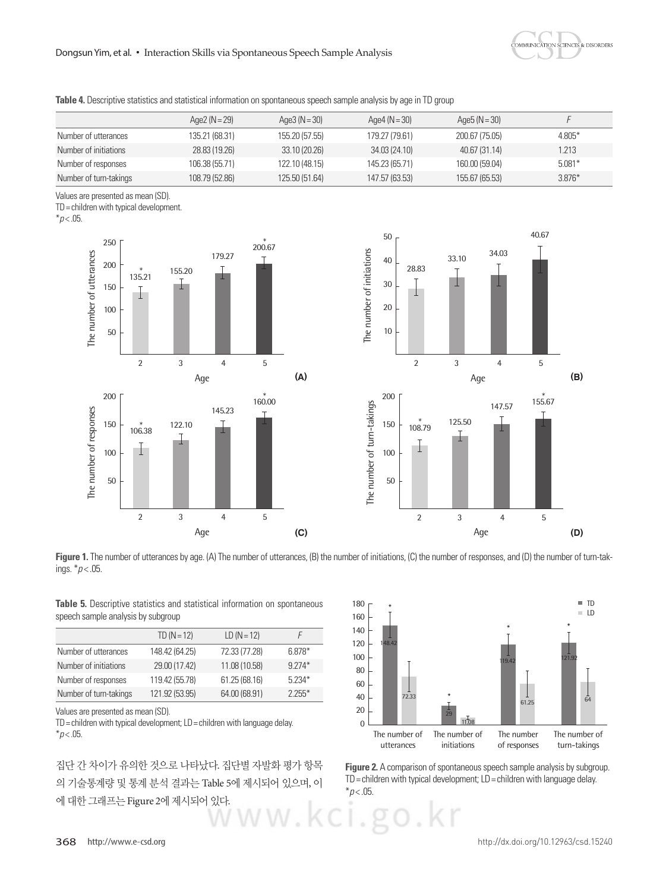**Table 4.** Descriptive statistics and statistical information on spontaneous speech sample analysis by age in TD group

| | Age2 (N=29) | Age3 (N=30) | Age4 (N=30) | Age5 (N=30) | *F* |
|---|---|---|---|---|---|
| Number of utterances | 135.21 (68.31) | 155.20 (57.55) | 179.27 (79.61) | 200.67 (75.05) | 4.805* |
| Number of initiations | 28.83 (19.26) | 33.10 (20.26) | 34.03 (24.10) | 40.67 (31.14) | 1.213 |
| Number of responses | 106.38 (55.71) | 122.10 (48.15) | 145.23 (65.71) | 160.00 (59.04) | 5.081* |
| Number of turn-takings | 108.79 (52.86) | 125.50 (51.64) | 147.57 (63.53) | 155.67 (65.53) | 3.876* |

Values are presented as mean (SD).
TD = children with typical development.
*$p < .05$.

**Figure 1.** The number of utterances by age. (A) The number of utterances, (B) the number of initiations, (C) the number of responses, and (D) the number of turn-takings. *$p < .05$.

**Table 5.** Descriptive statistics and statistical information on spontaneous speech sample analysis by subgroup

| | TD (N=12) | LD (N=12) | *F* |
|---|---|---|---|
| Number of utterances | 148.42 (64.25) | 72.33 (77.28) | 6.878* |
| Number of initiations | 29.00 (17.42) | 11.08 (10.58) | 9.274* |
| Number of responses | 119.42 (55.78) | 61.25 (68.16) | 5.234* |
| Number of turn-takings | 121.92 (53.95) | 64.00 (68.91) | 2.255* |

Values are presented as mean (SD).
TD = children with typical development; LD = children with language delay.
*$p < .05$.

집단 간 차이가 유의한 것으로 나타났다. 집단별 자발화 평가 항목의 기술통계량 및 통계 분석 결과는 Table 5에 제시되어 있으며, 이에 대한 그래프는 Figure 2에 제시되어 있다.

**Figure 2.** A comparison of spontaneous speech sample analysis by subgroup. TD = children with typical development; LD = children with language delay. *$p < .05$.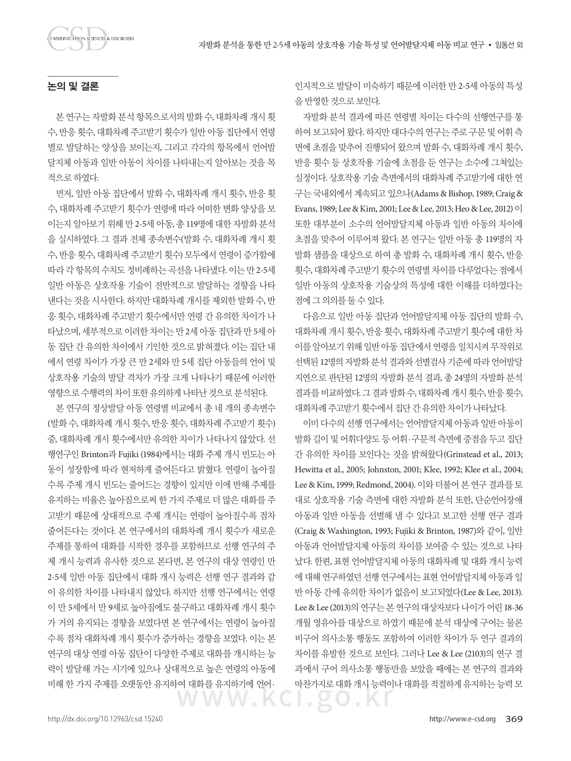## 논의 및 결론

본 연구는 자발화 분석 항목으로서의 발화 수, 대화차례 개시 횟수, 반응 횟수, 대화차례 주고받기 횟수가 일반 아동 집단에서 연령별로 발달하는 양상을 보이는지, 그리고 각각의 항목에서 언어발달지체 아동과 일반 아동이 차이를 나타내는지 알아보는 것을 목적으로 하였다.

먼저, 일반 아동 집단에서 발화 수, 대화차례 개시 횟수, 반응 횟수, 대화차례 주고받기 횟수가 연령에 따라 어떠한 변화 양상을 보이는지 알아보기 위해 만 2-5세 아동, 총 119명에 대한 자발화 분석을 실시하였다. 그 결과 전체 종속변수(발화 수, 대화차례 개시 횟수, 반응 횟수, 대화차례 주고받기 횟수) 모두에서 연령이 증가함에 따라 각 항목의 수치도 정비례하는 곡선을 나타냈다. 이는 만 2-5세 일반 아동은 상호작용 기술이 전반적으로 발달하는 경향을 나타낸다는 것을 시사한다. 하지만 대화차례 개시를 제외한 발화 수, 반응 횟수, 대화차례 주고받기 횟수에서만 연령 간 유의한 차이가 나타났으며, 세부적으로 이러한 차이는 만 2세 아동 집단과 만 5세 아동 집단 간 유의한 차이에서 기인한 것으로 밝혀졌다. 이는 집단 내에서 연령 차이가 가장 큰 만 2세와 만 5세 집단 아동들의 언어 및 상호작용 기술의 발달 격차가 가장 크게 나타나기 때문에 이러한 영향으로 수행력의 차이 또한 유의하게 나타난 것으로 분석된다.

본 연구의 정상발달 아동 연령별 비교에서 총 네 개의 종속변수(발화 수, 대화차례 개시 횟수, 반응 횟수, 대화차례 주고받기 횟수) 중, 대화차례 개시 횟수에서만 유의한 차이가 나타나지 않았다. 선행연구인 Brinton과 Fujiki (1984)에서는 대화 주제 개시 빈도는 아동이 성장함에 따라 현저하게 줄어든다고 밝혔다. 연령이 높아질수록 주제 개시 빈도는 줄어드는 경향이 있지만 이에 반해 주제를 유지하는 비율은 높아짐으로써 한 가지 주제로 더 많은 대화를 주고받기 때문에 상대적으로 주제 개시는 연령이 높아질수록 점차 줄어든다는 것이다. 본 연구에서의 대화차례 개시 횟수가 새로운 주제를 통하여 대화를 시작한 경우를 포함하므로 선행 연구의 주제 개시 능력과 유사한 것으로 본다면, 본 연구의 대상 연령인 만 2-5세 일반 아동 집단에서 대화 개시 능력은 선행 연구 결과와 같이 유의한 차이를 나타내지 않았다. 하지만 선행 연구에서는 연령이 만 5세에서 만 9세로 높아짐에도 불구하고 대화차례 개시 횟수가 거의 유지되는 경향을 보였다면 본 연구에서는 연령이 높아질수록 점차 대화차례 개시 횟수가 증가하는 경향을 보였다. 이는 본 연구의 대상 연령 아동 집단이 다양한 주제로 대화를 개시하는 능력이 발달해 가는 시기에 있으나 상대적으로 높은 연령의 아동에 비해 한 가지 주제를 오랫동안 유지하여 대화를 유지하기에 언어·인지적으로 발달이 미숙하기 때문에 이러한 만 2-5세 아동의 특성을 반영한 것으로 보인다.

자발화 분석 결과에 따른 연령별 차이는 다수의 선행연구를 통하여 보고되어 왔다. 하지만 대다수의 연구는 주로 구문 및 어휘 측면에 초점을 맞추어 진행되어 왔으며 발화 수, 대화차례 개시 횟수, 반응 횟수 등 상호작용 기술에 초점을 둔 연구는 소수에 그쳐있는 실정이다. 상호작용 기술 측면에서의 대화차례 주고받기에 대한 연구는 국내외에서 계속되고 있으나(Adams & Bishop, 1989; Craig & Evans, 1989; Lee & Kim, 2001; Lee & Lee, 2013; Heo & Lee, 2012) 이 또한 대부분이 소수의 언어발달지체 아동과 일반 아동의 차이에 초점을 맞추어 이루어져 왔다. 본 연구는 일반 아동 총 119명의 자발화 샘플을 대상으로 하여 총 발화 수, 대화차례 개시 횟수, 반응 횟수, 대화차례 주고받기 횟수의 연령별 차이를 다루었다는 점에서 일반 아동의 상호작용 기술상의 특성에 대한 이해를 더하였다는 점에 그 의의를 둘 수 있다.

다음으로 일반 아동 집단과 언어발달지체 아동 집단의 발화 수, 대화차례 개시 횟수, 반응 횟수, 대화차례 주고받기 횟수에 대한 차이를 알아보기 위해 일반 아동 집단에서 연령을 일치시켜 무작위로 선택된 12명의 자발화 분석 결과와 선별검사 기준에 따라 언어발달 지연으로 판단된 12명의 자발화 분석 결과, 총 24명의 자발화 분석 결과를 비교하였다. 그 결과 발화 수, 대화차례 개시 횟수, 반응 횟수, 대화차례 주고받기 횟수에서 집단 간 유의한 차이가 나타났다.

이미 다수의 선행 연구에서는 언어발달지체 아동과 일반 아동이 발화 길이 및 어휘다양도 등 어휘·구문적 측면에 중점을 두고 집단 간 유의한 차이를 보인다는 것을 밝혀왔다(Grinstead et al., 2013; Hewitta et al., 2005; Johnston, 2001; Klee, 1992; Klee et al., 2004; Lee & Kim, 1999; Redmond, 2004). 이와 더불어 본 연구 결과를 토대로 상호작용 기술 측면에 대한 자발화 분석 또한, 단순언어장애 아동과 일반 아동을 선별해 낼 수 있다고 보고한 선행 연구 결과(Craig & Washington, 1993; Fujiki & Brinton, 1987)와 같이, 일반 아동과 언어발달지체 아동의 차이를 보여줄 수 있는 것으로 나타났다. 한편, 표현 언어발달지체 아동의 대화차례 및 대화 개시 능력에 대해 연구하였던 선행 연구에서는 표현 언어발달지체 아동과 일반 아동 간에 유의한 차이가 없음이 보고되었다(Lee & Lee, 2013). Lee & Lee (2013)의 연구는 본 연구의 대상자보다 나이가 어린 18-36개월 영유아를 대상으로 하였기 때문에 분석 대상에 구어는 물론 비구어 의사소통 행동도 포함하여 이러한 차이가 두 연구 결과의 차이를 유발한 것으로 보인다. 그러나 Lee & Lee (2103)의 연구 결과에서 구어 의사소통 행동만을 보았을 때에는 본 연구의 결과와 마찬가지로 대화 개시 능력이나 대화를 적절하게 유지하는 능력 모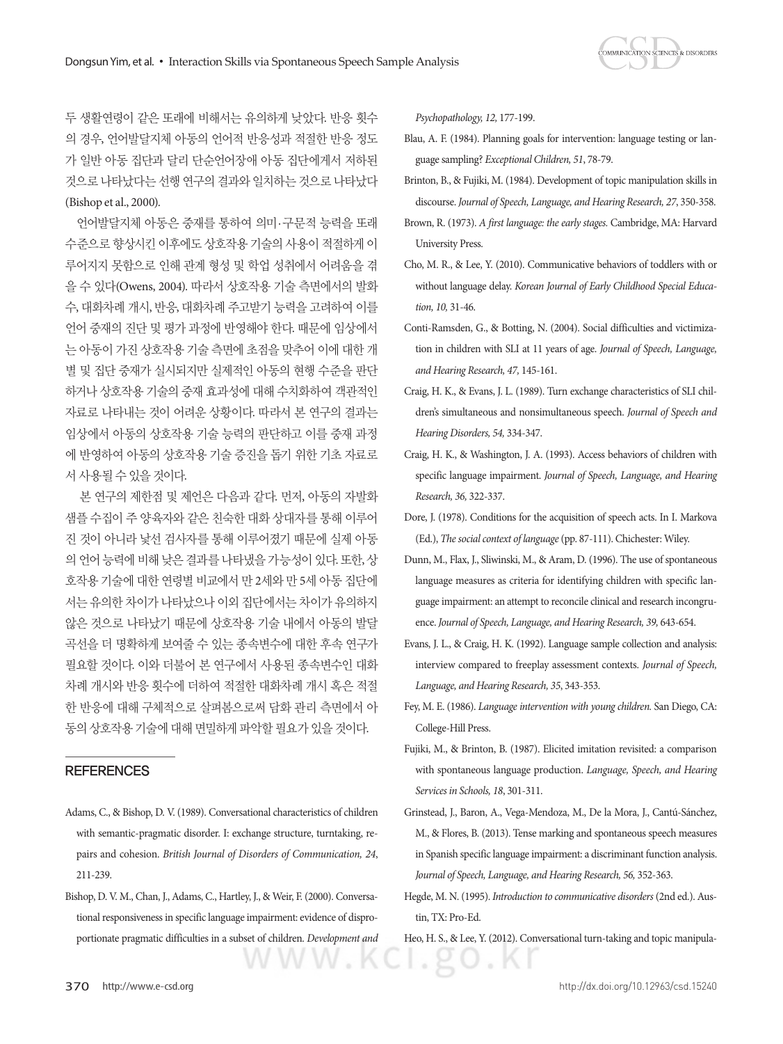두 생활연령이 같은 또래에 비해서는 유의하게 낮았다. 반응 횟수의 경우, 언어발달지체 아동의 언어적 반응성과 적절한 반응 정도가 일반 아동 집단과 달리 단순언어장애 아동 집단에게서 저하된 것으로 나타났다는 선행 연구의 결과와 일치하는 것으로 나타났다(Bishop et al., 2000).

언어발달지체 아동은 중재를 통하여 의미·구문적 능력을 또래 수준으로 향상시킨 이후에도 상호작용 기술의 사용이 적절하게 이루어지지 못함으로 인해 관계 형성 및 학업 성취에서 어려움을 겪을 수 있다(Owens, 2004). 따라서 상호작용 기술 측면에서의 발화수, 대화차례 개시, 반응, 대화차례 주고받기 능력을 고려하여 이를 언어 중재의 진단 및 평가 과정에 반영해야 한다. 때문에 임상에서는 아동이 가진 상호작용 기술 측면에 초점을 맞추어 이에 대한 개별 및 집단 중재가 실시되지만 실제적인 아동의 현행 수준을 판단하거나 상호작용 기술의 중재 효과성에 대해 수치화하여 객관적인 자료로 나타내는 것이 어려운 상황이다. 따라서 본 연구의 결과는 임상에서 아동의 상호작용 기술 능력의 판단하고 이를 중재 과정에 반영하여 아동의 상호작용 기술 증진을 돕기 위한 기초 자료로서 사용될 수 있을 것이다.

본 연구의 제한점 및 제언은 다음과 같다. 먼저, 아동의 자발화 샘플 수집이 주 양육자와 같은 친숙한 대화 상대자를 통해 이루어진 것이 아니라 낯선 검사자를 통해 이루어졌기 때문에 실제 아동의 언어 능력에 비해 낮은 결과를 나타냈을 가능성이 있다. 또한, 상호작용 기술에 대한 연령별 비교에서 만 2세와 만 5세 아동 집단에서는 유의한 차이가 나타났으나 이외 집단에서는 차이가 유의하지 않은 것으로 나타났기 때문에 상호작용 기술 내에서 아동의 발달 곡선을 더 명확하게 보여줄 수 있는 종속변수에 대한 후속 연구가 필요할 것이다. 이와 더불어 본 연구에서 사용된 종속변수인 대화차례 개시와 반응 횟수에 더하여 적절한 대화차례 개시 혹은 적절한 반응에 대해 구체적으로 살펴봄으로써 담화 관리 측면에서 아동의 상호작용 기술에 대해 면밀하게 파악할 필요가 있을 것이다.

## REFERENCES

Adams, C., & Bishop, D. V. (1989). Conversational characteristics of children with semantic-pragmatic disorder. I: exchange structure, turntaking, repairs and cohesion. *British Journal of Disorders of Communication, 24*, 211-239.

Bishop, D. V. M., Chan, J., Adams, C., Hartley, J., & Weir, F. (2000). Conversational responsiveness in specific language impairment: evidence of disproportionate pragmatic difficulties in a subset of children. *Development and Psychopathology, 12,* 177-199.

Blau, A. F. (1984). Planning goals for intervention: language testing or language sampling? *Exceptional Children, 51*, 78-79.

Brinton, B., & Fujiki, M. (1984). Development of topic manipulation skills in discourse. *Journal of Speech, Language, and Hearing Research, 27*, 350-358.

Brown, R. (1973). *A first language: the early stages.* Cambridge, MA: Harvard University Press.

Cho, M. R., & Lee, Y. (2010). Communicative behaviors of toddlers with or without language delay. *Korean Journal of Early Childhood Special Education, 10,* 31-46.

Conti-Ramsden, G., & Botting, N. (2004). Social difficulties and victimization in children with SLI at 11 years of age. *Journal of Speech, Language, and Hearing Research, 47,* 145-161.

Craig, H. K., & Evans, J. L. (1989). Turn exchange characteristics of SLI children's simultaneous and nonsimultaneous speech. *Journal of Speech and Hearing Disorders, 54,* 334-347.

Craig, H. K., & Washington, J. A. (1993). Access behaviors of children with specific language impairment. *Journal of Speech, Language, and Hearing Research, 36,* 322-337.

Dore, J. (1978). Conditions for the acquisition of speech acts. In I. Markova (Ed.), *The social context of language* (pp. 87-111). Chichester: Wiley.

Dunn, M., Flax, J., Sliwinski, M., & Aram, D. (1996). The use of spontaneous language measures as criteria for identifying children with specific language impairment: an attempt to reconcile clinical and research incongruence. *Journal of Speech, Language, and Hearing Research, 39,* 643-654.

Evans, J. L., & Craig, H. K. (1992). Language sample collection and analysis: interview compared to freeplay assessment contexts. *Journal of Speech, Language, and Hearing Research, 35*, 343-353.

Fey, M. E. (1986). *Language intervention with young children.* San Diego, CA: College-Hill Press.

Fujiki, M., & Brinton, B. (1987). Elicited imitation revisited: a comparison with spontaneous language production. *Language, Speech, and Hearing Services in Schools, 18*, 301-311.

Grinstead, J., Baron, A., Vega-Mendoza, M., De la Mora, J., Cantú-Sánchez, M., & Flores, B. (2013). Tense marking and spontaneous speech measures in Spanish specific language impairment: a discriminant function analysis. *Journal of Speech, Language, and Hearing Research, 56,* 352-363.

Hegde, M. N. (1995). *Introduction to communicative disorders* (2nd ed.). Austin, TX: Pro-Ed.

Heo, H. S., & Lee, Y. (2012). Conversational turn-taking and topic manipula-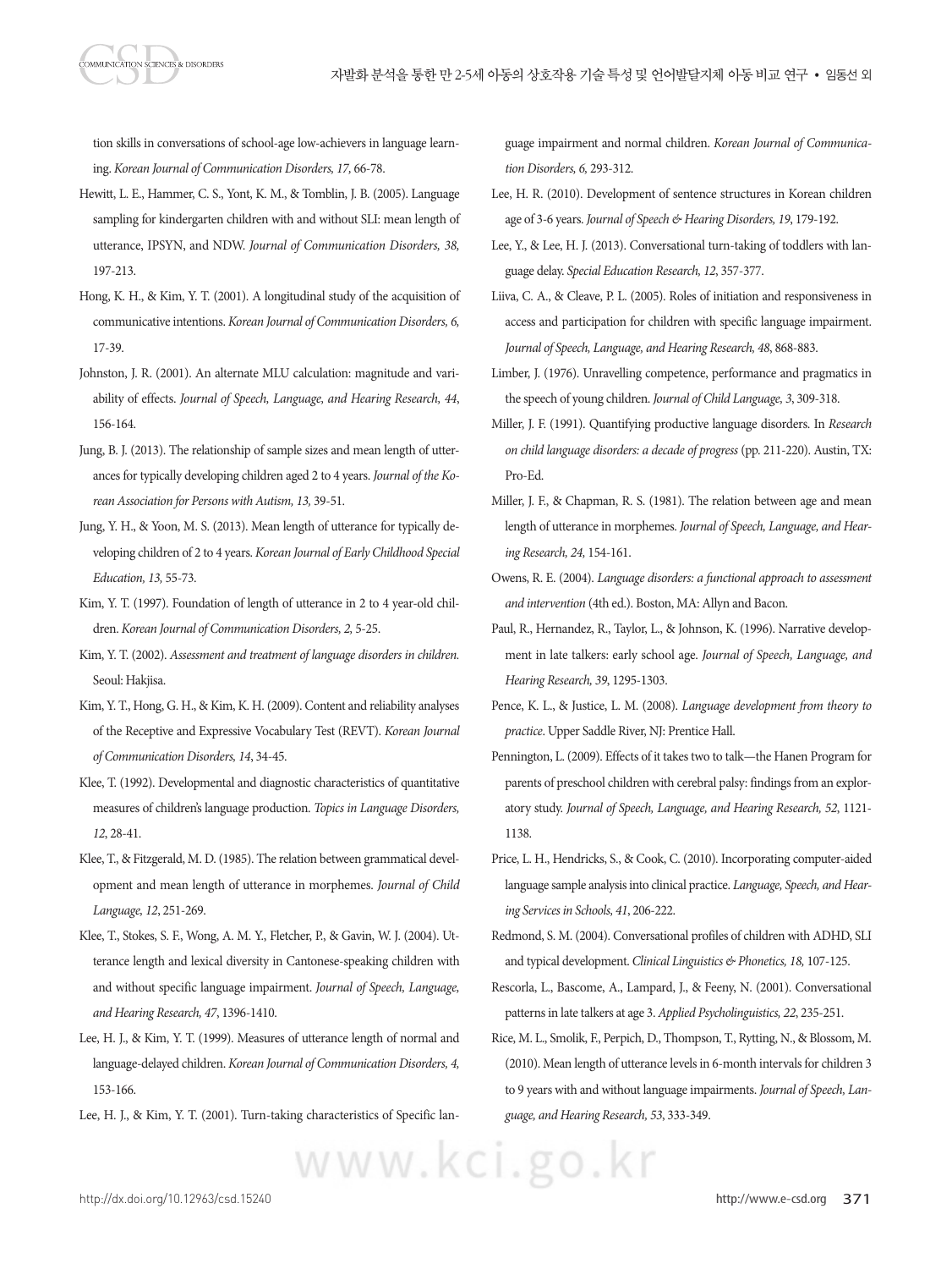tion skills in conversations of school-age low-achievers in language learning. *Korean Journal of Communication Disorders, 17,* 66-78.

Hewitt, L. E., Hammer, C. S., Yont, K. M., & Tomblin, J. B. (2005). Language sampling for kindergarten children with and without SLI: mean length of utterance, IPSYN, and NDW. *Journal of Communication Disorders, 38,* 197-213.

Hong, K. H., & Kim, Y. T. (2001). A longitudinal study of the acquisition of communicative intentions. *Korean Journal of Communication Disorders, 6,* 17-39.

Johnston, J. R. (2001). An alternate MLU calculation: magnitude and variability of effects. *Journal of Speech, Language, and Hearing Research, 44*, 156-164.

Jung, B. J. (2013). The relationship of sample sizes and mean length of utterances for typically developing children aged 2 to 4 years. *Journal of the Korean Association for Persons with Autism, 13,* 39-51.

Jung, Y. H., & Yoon, M. S. (2013). Mean length of utterance for typically developing children of 2 to 4 years. *Korean Journal of Early Childhood Special Education, 13,* 55-73.

Kim, Y. T. (1997). Foundation of length of utterance in 2 to 4 year-old children. *Korean Journal of Communication Disorders, 2,* 5-25.

Kim, Y. T. (2002). *Assessment and treatment of language disorders in children.* Seoul: Hakjisa.

Kim, Y. T., Hong, G. H., & Kim, K. H. (2009). Content and reliability analyses of the Receptive and Expressive Vocabulary Test (REVT). *Korean Journal of Communication Disorders, 14*, 34-45.

Klee, T. (1992). Developmental and diagnostic characteristics of quantitative measures of children's language production. *Topics in Language Disorders, 12*, 28-41.

Klee, T., & Fitzgerald, M. D. (1985). The relation between grammatical development and mean length of utterance in morphemes. *Journal of Child Language, 12*, 251-269.

Klee, T., Stokes, S. F., Wong, A. M. Y., Fletcher, P., & Gavin, W. J. (2004). Utterance length and lexical diversity in Cantonese-speaking children with and without specific language impairment. *Journal of Speech, Language, and Hearing Research, 47*, 1396-1410.

Lee, H. J., & Kim, Y. T. (1999). Measures of utterance length of normal and language-delayed children. *Korean Journal of Communication Disorders, 4,* 153-166.

Lee, H. J., & Kim, Y. T. (2001). Turn-taking characteristics of Specific language impairment and normal children. *Korean Journal of Communication Disorders, 6,* 293-312.

Lee, H. R. (2010). Development of sentence structures in Korean children age of 3-6 years. *Journal of Speech & Hearing Disorders, 19*, 179-192.

Lee, Y., & Lee, H. J. (2013). Conversational turn-taking of toddlers with language delay. *Special Education Research, 12*, 357-377.

Liiva, C. A., & Cleave, P. L. (2005). Roles of initiation and responsiveness in access and participation for children with specific language impairment. *Journal of Speech, Language, and Hearing Research, 48*, 868-883.

Limber, J. (1976). Unravelling competence, performance and pragmatics in the speech of young children. *Journal of Child Language, 3*, 309-318.

Miller, J. F. (1991). Quantifying productive language disorders. In *Research on child language disorders: a decade of progress* (pp. 211-220). Austin, TX: Pro-Ed.

Miller, J. F., & Chapman, R. S. (1981). The relation between age and mean length of utterance in morphemes. *Journal of Speech, Language, and Hearing Research, 24,* 154-161.

Owens, R. E. (2004). *Language disorders: a functional approach to assessment and intervention* (4th ed.). Boston, MA: Allyn and Bacon.

Paul, R., Hernandez, R., Taylor, L., & Johnson, K. (1996). Narrative development in late talkers: early school age. *Journal of Speech, Language, and Hearing Research, 39*, 1295-1303.

Pence, K. L., & Justice, L. M. (2008). *Language development from theory to practice*. Upper Saddle River, NJ: Prentice Hall.

Pennington, L. (2009). Effects of it takes two to talk—the Hanen Program for parents of preschool children with cerebral palsy: findings from an exploratory study. *Journal of Speech, Language, and Hearing Research, 52*, 1121-1138.

Price, L. H., Hendricks, S., & Cook, C. (2010). Incorporating computer-aided language sample analysis into clinical practice. *Language, Speech, and Hearing Services in Schools, 41*, 206-222.

Redmond, S. M. (2004). Conversational profiles of children with ADHD, SLI and typical development. *Clinical Linguistics & Phonetics, 18,* 107-125.

Rescorla, L., Bascome, A., Lampard, J., & Feeny, N. (2001). Conversational patterns in late talkers at age 3. *Applied Psycholinguistics, 22*, 235-251.

Rice, M. L., Smolik, F., Perpich, D., Thompson, T., Rytting, N., & Blossom, M. (2010). Mean length of utterance levels in 6-month intervals for children 3 to 9 years with and without language impairments. *Journal of Speech, Language, and Hearing Research, 53*, 333-349.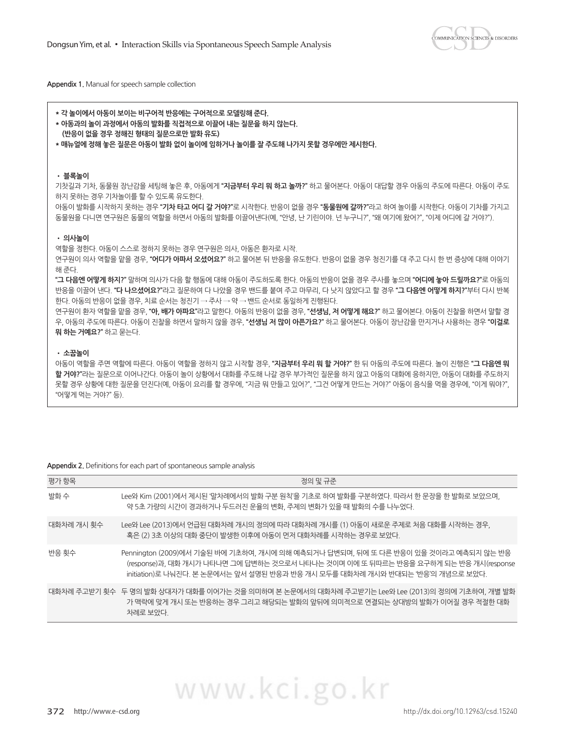Appendix 1. Manual for speech sample collection

* 각 놀이에서 아동이 보이는 비구어적 반응에는 구어적으로 모델링해 준다.
* 아동과의 놀이 과정에서 아동의 발화를 직접적으로 이끌어 내는 질문을 하지 않는다.
  (반응이 없을 경우 정해진 형태의 질문으로만 발화 유도)
* 매뉴얼에 정해 놓은 질문은 아동이 발화 없이 놀이에 임하거나 놀이를 잘 주도해 나가지 못할 경우에만 제시한다.

**• 블록놀이**

기찻길과 기차, 동물원 장난감을 세팅해 놓은 후, 아동에게 **"지금부터 우리 뭐 하고 놀까?"** 하고 물어본다. 아동이 대답할 경우 아동의 주도에 따른다. 아동이 주도하지 못하는 경우 기차놀이를 할 수 있도록 유도한다.

아동이 발화를 시작하지 못하는 경우 **"기차 타고 어디 갈 거야?"**로 시작한다. 반응이 없을 경우 **"동물원에 갈까?"**라고 하여 놀이를 시작한다. 아동이 기차를 가지고 동물원을 다니면 연구원은 동물의 역할을 하면서 아동의 발화를 이끌어낸다(예, "안녕, 난 기린이야. 넌 누구니?", "왜 여기에 왔어?", "이제 어디에 갈 거야?").

**• 의사놀이**

역할을 정한다. 아동이 스스로 정하지 못하는 경우 연구원은 의사, 아동은 환자로 시작.

연구원이 의사 역할을 맡을 경우, **"어디가 아파서 오셨어요?"** 하고 물어본 뒤 반응을 유도한다. 반응이 없을 경우 청진기를 대 주고 다시 한 번 증상에 대해 이야기해 준다.

**"그 다음엔 어떻게 하지?"** 말하며 의사가 다음 할 행동에 대해 아동이 주도하도록 한다. 아동의 반응이 없을 경우 주사를 놓으며 **"어디에 놓아 드릴까요?"**로 아동의 반응을 이끌어 낸다. **"다 나으셨어요?"**라고 질문하여 다 나았을 경우 밴드를 붙여 주고 마무리, 다 낫지 않았다고 할 경우 **"그 다음엔 어떻게 하지?"**부터 다시 반복한다. 아동의 반응이 없을 경우, 치료 순서는 청진기 → 주사 → 약 → 밴드 순서로 동일하게 진행된다.

연구원이 환자 역할을 맡을 경우, **"아, 배가 아파요"**라고 말한다. 아동의 반응이 없을 경우, **"선생님, 저 어떻게 해요?"** 하고 물어본다. 아동이 진찰을 하면서 말할 경우, 아동의 주도에 따른다. 아동이 진찰을 하면서 말하지 않을 경우, **"선생님 저 많이 아픈가요?"** 하고 물어본다. 아동이 장난감을 만지거나 사용하는 경우 **"이걸로 뭐 하는 거예요?"** 하고 묻는다.

**• 소꿉놀이**

아동이 역할을 주면 역할에 따른다. 아동이 역할을 정하지 않고 시작할 경우, **"지금부터 우리 뭐 할 거야?"** 한 뒤 아동의 주도에 따른다. 놀이 진행은 **"그 다음엔 뭐 할 거야?"**라는 질문으로 이어나간다. 아동이 놀이 상황에서 대화를 주도해 나갈 경우 부가적인 질문을 하지 않고 아동의 대화에 응하지만, 아동이 대화를 주도하지 못할 경우 상황에 대한 질문을 던진다(예, 아동이 요리를 할 경우에, "지금 뭐 만들고 있어?", "그건 어떻게 만드는 거야?" 아동이 음식을 먹을 경우에, "이게 뭐야?", "어떻게 먹는 거야?" 등).

Appendix 2. Definitions for each part of spontaneous sample analysis

| 평가 항목 | 정의 및 규준 |
|---|---|
| 발화 수 | Lee와 Kim (2001)에서 제시된 '말차례에서의 발화 구분 원칙'을 기초로 하여 발화를 구분하였다. 따라서 한 문장을 한 발화로 보았으며, 약 5초 가량의 시간이 경과하거나 두드러진 운율의 변화, 주제의 변화가 있을 때 발화의 수를 나누었다. |
| 대화차례 개시 횟수 | Lee와 Lee (2013)에서 언급된 대화차례 개시의 정의에 따라 대화차례 개시를 (1) 아동이 새로운 주제로 처음 대화를 시작하는 경우, 혹은 (2) 3초 이상의 대화 중단이 발생한 이후에 아동이 먼저 대화차례를 시작하는 경우로 보았다. |
| 반응 횟수 | Pennington (2009)에서 기술된 바에 기초하여, 개시에 의해 예측되거나 답변되며, 뒤에 또 다른 반응이 있을 것이라고 예측되지 않는 반응(response)과, 대화 개시가 나타나면 그에 답변하는 것으로서 나타나는 것이며 이에 또 뒤따르는 반응을 요구하게 되는 반응 개시(response initiation)로 나눠진다. 본 논문에서는 앞서 설명된 반응과 반응 개시 모두를 대화차례 개시와 반대되는 '반응'의 개념으로 보았다. |
| 대화차례 주고받기 횟수 | 두 명의 발화 상대자가 대화를 이어가는 것을 의미하며 본 논문에서의 대화차례 주고받기는 Lee와 Lee (2013)의 정의에 기초하여, 개별 발화가 맥락에 맞게 개시 또는 반응하는 경우 그리고 해당되는 발화의 앞뒤에 의미적으로 연결되는 상대방의 발화가 이어질 경우 적절한 대화 차례로 보았다. |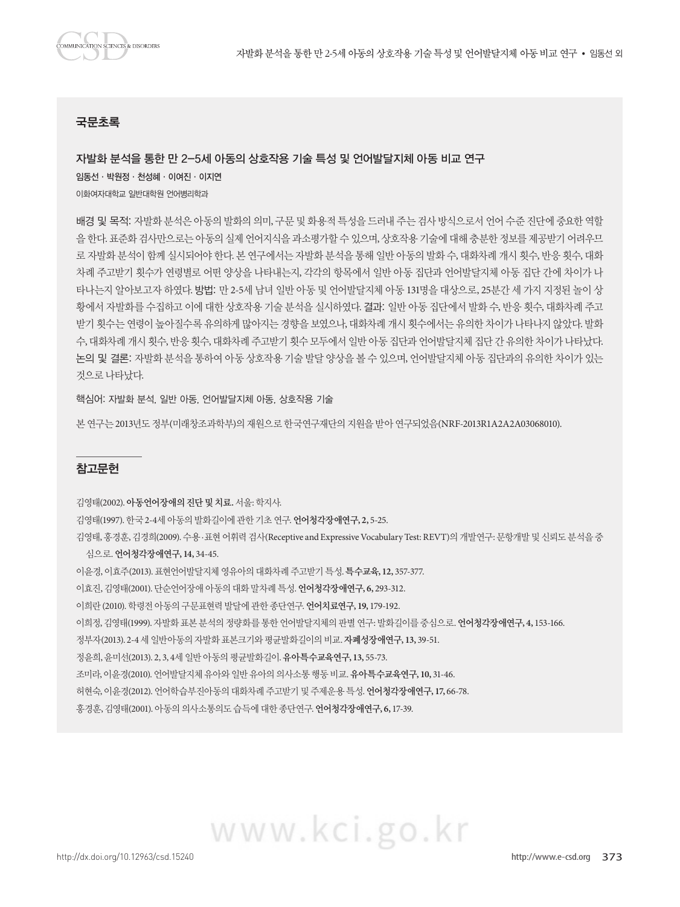## 국문초록

### 자발화 분석을 통한 만 2–5세 아동의 상호작용 기술 특성 및 언어발달지체 아동 비교 연구

**임동선 · 박원정 · 천성혜 · 이여진 · 이지연**

이화여자대학교 일반대학원 언어병리학과

**배경 및 목적:** 자발화 분석은 아동의 발화의 의미, 구문 및 화용적 특성을 드러내 주는 검사 방식으로서 언어 수준 진단에 중요한 역할을 한다. 표준화 검사만으로는 아동의 실제 언어지식을 과소평가할 수 있으며, 상호작용 기술에 대해 충분한 정보를 제공받기 어려우므로 자발화 분석이 함께 실시되어야 한다. 본 연구에서는 자발화 분석을 통해 일반 아동의 발화 수, 대화차례 개시 횟수, 반응 횟수, 대화차례 주고받기 횟수가 연령별로 어떤 양상을 나타내는지, 각각의 항목에서 일반 아동 집단과 언어발달지체 아동 집단 간에 차이가 나타나는지 알아보고자 하였다. **방법:** 만 2-5세 남녀 일반 아동 및 언어발달지체 아동 131명을 대상으로, 25분간 세 가지 지정된 놀이 상황에서 자발화를 수집하고 이에 대한 상호작용 기술 분석을 실시하였다. **결과:** 일반 아동 집단에서 발화 수, 반응 횟수, 대화차례 주고받기 횟수는 연령이 높아질수록 유의하게 많아지는 경향을 보였으나, 대화차례 개시 횟수에서는 유의한 차이가 나타나지 않았다. 발화 수, 대화차례 개시 횟수, 반응 횟수, 대화차례 주고받기 횟수 모두에서 일반 아동 집단과 언어발달지체 집단 간 유의한 차이가 나타났다. **논의 및 결론:** 자발화 분석을 통하여 아동 상호작용 기술 발달 양상을 볼 수 있으며, 언어발달지체 아동 집단과의 유의한 차이가 있는 것으로 나타났다.

핵심어: 자발화 분석, 일반 아동, 언어발달지체 아동, 상호작용 기술

본 연구는 2013년도 정부(미래창조과학부)의 재원으로 한국연구재단의 지원을 받아 연구되었음(NRF-2013R1A2A2A03068010).

## 참고문헌

김영태(2002). **아동언어장애의 진단 및 치료.** 서울: 학지사.

김영태(1997). 한국 2-4세 아동의 발화길이에 관한 기초 연구. **언어청각장애연구, 2,** 5-25.

김영태, 홍경훈, 김경희(2009). 수용·표현 어휘력 검사(Receptive and Expressive Vocabulary Test: REVT)의 개발연구: 문항개발 및 신뢰도 분석을 중심으로. **언어청각장애연구, 14,** 34-45.

이윤경, 이효주(2013). 표현언어발달지체 영유아의 대화차례 주고받기 특성. **특수교육, 12,** 357-377.

이효진, 김영태(2001). 단순언어장애 아동의 대화 말차례 특성. **언어청각장애연구, 6,** 293-312.

이희란 (2010). 학령전 아동의 구문표현력 발달에 관한 종단연구. **언어치료연구, 19,** 179-192.

이희정, 김영태(1999). 자발화 표본 분석의 정량화를 통한 언어발달지체의 판별 연구: 발화길이를 중심으로. **언어청각장애연구, 4,** 153-166.

정부자(2013). 2-4 세 일반아동의 자발화 표본크기와 평균발화길이의 비교. **자폐성장애연구, 13,** 39-51.

정윤희, 윤미선(2013). 2, 3, 4세 일반 아동의 평균발화길이. **유아특수교육연구, 13,** 55-73.

조미라, 이윤경(2010). 언어발달지체 유아와 일반 유아의 의사소통 행동 비교. **유아특수교육연구, 10,** 31-46.

허현숙, 이윤경(2012). 언어학습부진아동의 대화차례 주고받기 및 주제운용 특성. **언어청각장애연구, 17,** 66-78.

홍경훈, 김영태(2001). 아동의 의사소통의도 습득에 대한 종단연구. **언어청각장애연구, 6,** 17-39.